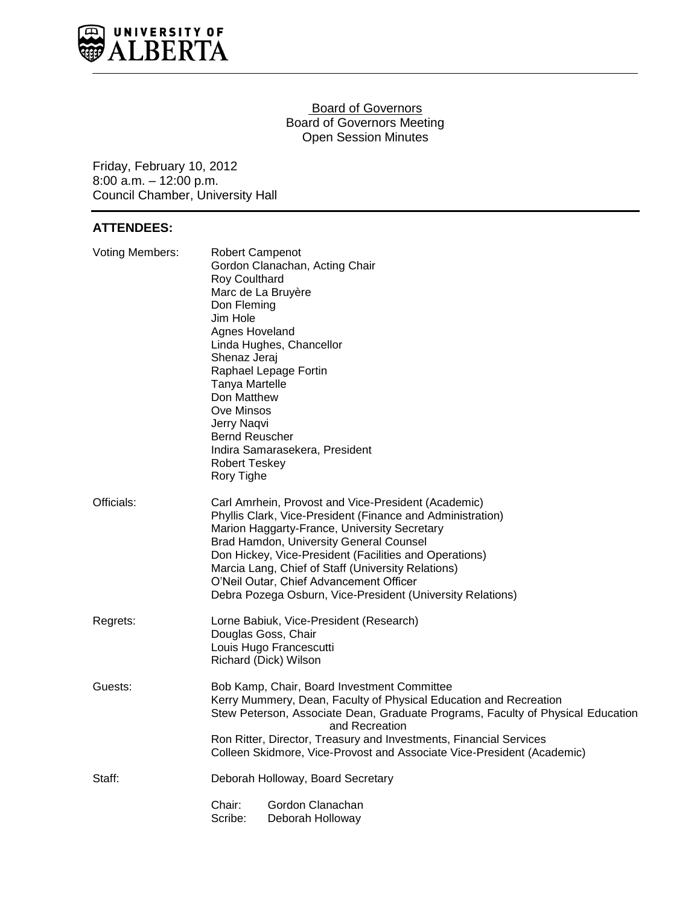# Board of Governors

## Board of Governors Meeting
## Open Session Minutes

Friday, February 10, 2012
8:00 a.m. – 12:00 p.m.
Council Chamber, University Hall

## ATTENDEES:

**Voting Members:**
Robert Campenot
Gordon Clanachan, Acting Chair
Roy Coulthard
Marc de La Bruyère
Don Fleming
Jim Hole
Agnes Hoveland
Linda Hughes, Chancellor
Shenaz Jeraj
Raphael Lepage Fortin
Tanya Martelle
Don Matthew
Ove Minsos
Jerry Naqvi
Bernd Reuscher
Indira Samarasekera, President
Robert Teskey
Rory Tighe

**Officials:**
Carl Amrhein, Provost and Vice-President (Academic)
Phyllis Clark, Vice-President (Finance and Administration)
Marion Haggarty-France, University Secretary
Brad Hamdon, University General Counsel
Don Hickey, Vice-President (Facilities and Operations)
Marcia Lang, Chief of Staff (University Relations)
O'Neil Outar, Chief Advancement Officer
Debra Pozega Osburn, Vice-President (University Relations)

**Regrets:**
Lorne Babiuk, Vice-President (Research)
Douglas Goss, Chair
Louis Hugo Francescutti
Richard (Dick) Wilson

**Guests:**
Bob Kamp, Chair, Board Investment Committee
Kerry Mummery, Dean, Faculty of Physical Education and Recreation
Stew Peterson, Associate Dean, Graduate Programs, Faculty of Physical Education and Recreation
Ron Ritter, Director, Treasury and Investments, Financial Services
Colleen Skidmore, Vice-Provost and Associate Vice-President (Academic)

**Staff:**
Deborah Holloway, Board Secretary

Chair: Gordon Clanachan
Scribe: Deborah Holloway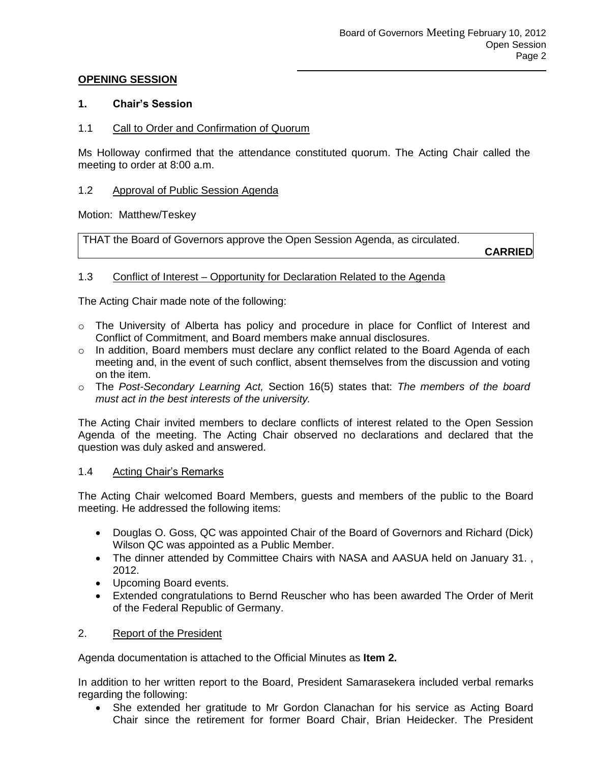**OPENING SESSION**

**1. Chair's Session**

1.1 Call to Order and Confirmation of Quorum

Ms Holloway confirmed that the attendance constituted quorum. The Acting Chair called the meeting to order at 8:00 a.m.

1.2 Approval of Public Session Agenda

Motion: Matthew/Teskey

| THAT the Board of Governors approve the Open Session Agenda, as circulated. **CARRIED** |
|---|

1.3 Conflict of Interest – Opportunity for Declaration Related to the Agenda

The Acting Chair made note of the following:

- The University of Alberta has policy and procedure in place for Conflict of Interest and Conflict of Commitment, and Board members make annual disclosures.
- In addition, Board members must declare any conflict related to the Board Agenda of each meeting and, in the event of such conflict, absent themselves from the discussion and voting on the item.
- The *Post-Secondary Learning Act,* Section 16(5) states that: *The members of the board must act in the best interests of the university.*

The Acting Chair invited members to declare conflicts of interest related to the Open Session Agenda of the meeting. The Acting Chair observed no declarations and declared that the question was duly asked and answered.

1.4 Acting Chair's Remarks

The Acting Chair welcomed Board Members, guests and members of the public to the Board meeting. He addressed the following items:

- Douglas O. Goss, QC was appointed Chair of the Board of Governors and Richard (Dick) Wilson QC was appointed as a Public Member.
- The dinner attended by Committee Chairs with NASA and AASUA held on January 31. , 2012.
- Upcoming Board events.
- Extended congratulations to Bernd Reuscher who has been awarded The Order of Merit of the Federal Republic of Germany.

2. Report of the President

Agenda documentation is attached to the Official Minutes as **Item 2.**

In addition to her written report to the Board, President Samarasekera included verbal remarks regarding the following:

- She extended her gratitude to Mr Gordon Clanachan for his service as Acting Board Chair since the retirement for former Board Chair, Brian Heidecker. The President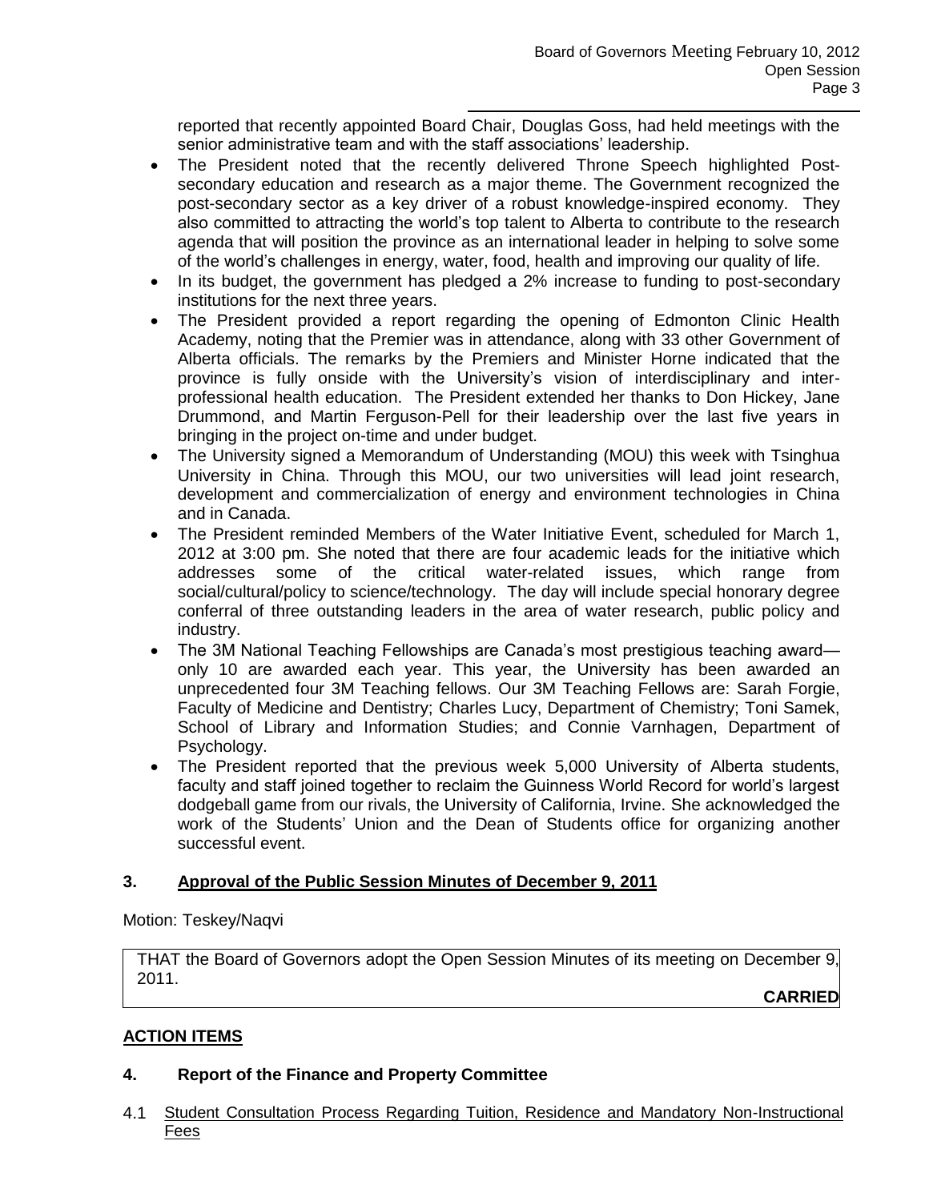reported that recently appointed Board Chair, Douglas Goss, had held meetings with the senior administrative team and with the staff associations' leadership.

- The President noted that the recently delivered Throne Speech highlighted Post-secondary education and research as a major theme. The Government recognized the post-secondary sector as a key driver of a robust knowledge-inspired economy. They also committed to attracting the world's top talent to Alberta to contribute to the research agenda that will position the province as an international leader in helping to solve some of the world's challenges in energy, water, food, health and improving our quality of life.
- In its budget, the government has pledged a 2% increase to funding to post-secondary institutions for the next three years.
- The President provided a report regarding the opening of Edmonton Clinic Health Academy, noting that the Premier was in attendance, along with 33 other Government of Alberta officials. The remarks by the Premiers and Minister Horne indicated that the province is fully onside with the University's vision of interdisciplinary and inter-professional health education. The President extended her thanks to Don Hickey, Jane Drummond, and Martin Ferguson-Pell for their leadership over the last five years in bringing in the project on-time and under budget.
- The University signed a Memorandum of Understanding (MOU) this week with Tsinghua University in China. Through this MOU, our two universities will lead joint research, development and commercialization of energy and environment technologies in China and in Canada.
- The President reminded Members of the Water Initiative Event, scheduled for March 1, 2012 at 3:00 pm. She noted that there are four academic leads for the initiative which addresses some of the critical water-related issues, which range from social/cultural/policy to science/technology. The day will include special honorary degree conferral of three outstanding leaders in the area of water research, public policy and industry.
- The 3M National Teaching Fellowships are Canada's most prestigious teaching award—only 10 are awarded each year. This year, the University has been awarded an unprecedented four 3M Teaching fellows. Our 3M Teaching Fellows are: Sarah Forgie, Faculty of Medicine and Dentistry; Charles Lucy, Department of Chemistry; Toni Samek, School of Library and Information Studies; and Connie Varnhagen, Department of Psychology.
- The President reported that the previous week 5,000 University of Alberta students, faculty and staff joined together to reclaim the Guinness World Record for world's largest dodgeball game from our rivals, the University of California, Irvine. She acknowledged the work of the Students' Union and the Dean of Students office for organizing another successful event.

## 3. Approval of the Public Session Minutes of December 9, 2011

Motion: Teskey/Naqvi

THAT the Board of Governors adopt the Open Session Minutes of its meeting on December 9, 2011.

**CARRIED**

## ACTION ITEMS

## 4. Report of the Finance and Property Committee

4.1 Student Consultation Process Regarding Tuition, Residence and Mandatory Non-Instructional Fees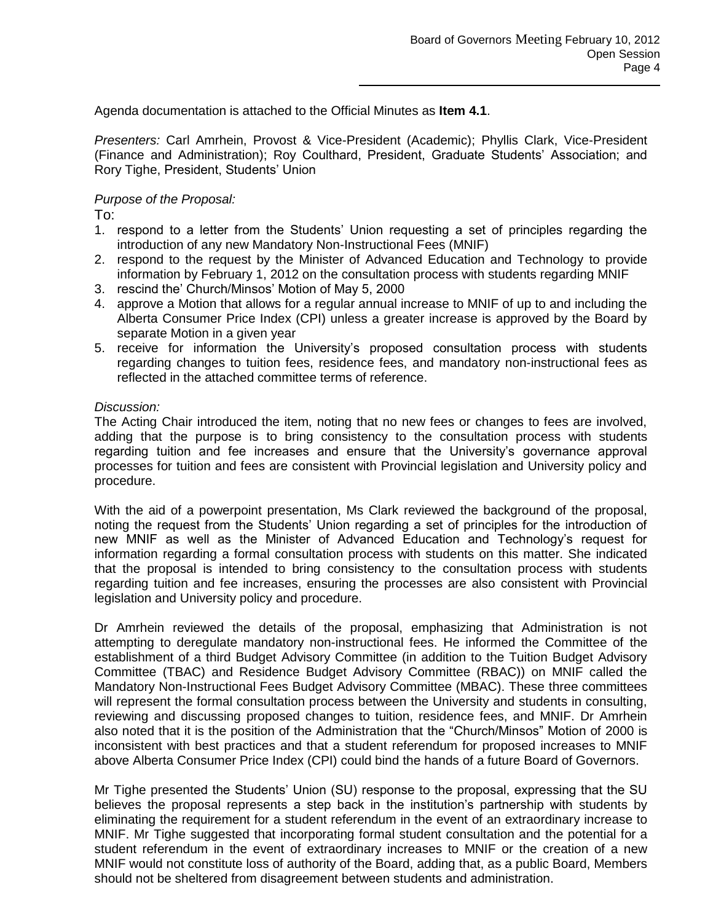Agenda documentation is attached to the Official Minutes as **Item 4.1**.

*Presenters:* Carl Amrhein, Provost & Vice-President (Academic); Phyllis Clark, Vice-President (Finance and Administration); Roy Coulthard, President, Graduate Students' Association; and Rory Tighe, President, Students' Union

*Purpose of the Proposal:*

To:

1. respond to a letter from the Students' Union requesting a set of principles regarding the introduction of any new Mandatory Non-Instructional Fees (MNIF)
2. respond to the request by the Minister of Advanced Education and Technology to provide information by February 1, 2012 on the consultation process with students regarding MNIF
3. rescind the' Church/Minsos' Motion of May 5, 2000
4. approve a Motion that allows for a regular annual increase to MNIF of up to and including the Alberta Consumer Price Index (CPI) unless a greater increase is approved by the Board by separate Motion in a given year
5. receive for information the University's proposed consultation process with students regarding changes to tuition fees, residence fees, and mandatory non-instructional fees as reflected in the attached committee terms of reference.

*Discussion:*

The Acting Chair introduced the item, noting that no new fees or changes to fees are involved, adding that the purpose is to bring consistency to the consultation process with students regarding tuition and fee increases and ensure that the University's governance approval processes for tuition and fees are consistent with Provincial legislation and University policy and procedure.

With the aid of a powerpoint presentation, Ms Clark reviewed the background of the proposal, noting the request from the Students' Union regarding a set of principles for the introduction of new MNIF as well as the Minister of Advanced Education and Technology's request for information regarding a formal consultation process with students on this matter. She indicated that the proposal is intended to bring consistency to the consultation process with students regarding tuition and fee increases, ensuring the processes are also consistent with Provincial legislation and University policy and procedure.

Dr Amrhein reviewed the details of the proposal, emphasizing that Administration is not attempting to deregulate mandatory non-instructional fees. He informed the Committee of the establishment of a third Budget Advisory Committee (in addition to the Tuition Budget Advisory Committee (TBAC) and Residence Budget Advisory Committee (RBAC)) on MNIF called the Mandatory Non-Instructional Fees Budget Advisory Committee (MBAC). These three committees will represent the formal consultation process between the University and students in consulting, reviewing and discussing proposed changes to tuition, residence fees, and MNIF. Dr Amrhein also noted that it is the position of the Administration that the "Church/Minsos" Motion of 2000 is inconsistent with best practices and that a student referendum for proposed increases to MNIF above Alberta Consumer Price Index (CPI) could bind the hands of a future Board of Governors.

Mr Tighe presented the Students' Union (SU) response to the proposal, expressing that the SU believes the proposal represents a step back in the institution's partnership with students by eliminating the requirement for a student referendum in the event of an extraordinary increase to MNIF. Mr Tighe suggested that incorporating formal student consultation and the potential for a student referendum in the event of extraordinary increases to MNIF or the creation of a new MNIF would not constitute loss of authority of the Board, adding that, as a public Board, Members should not be sheltered from disagreement between students and administration.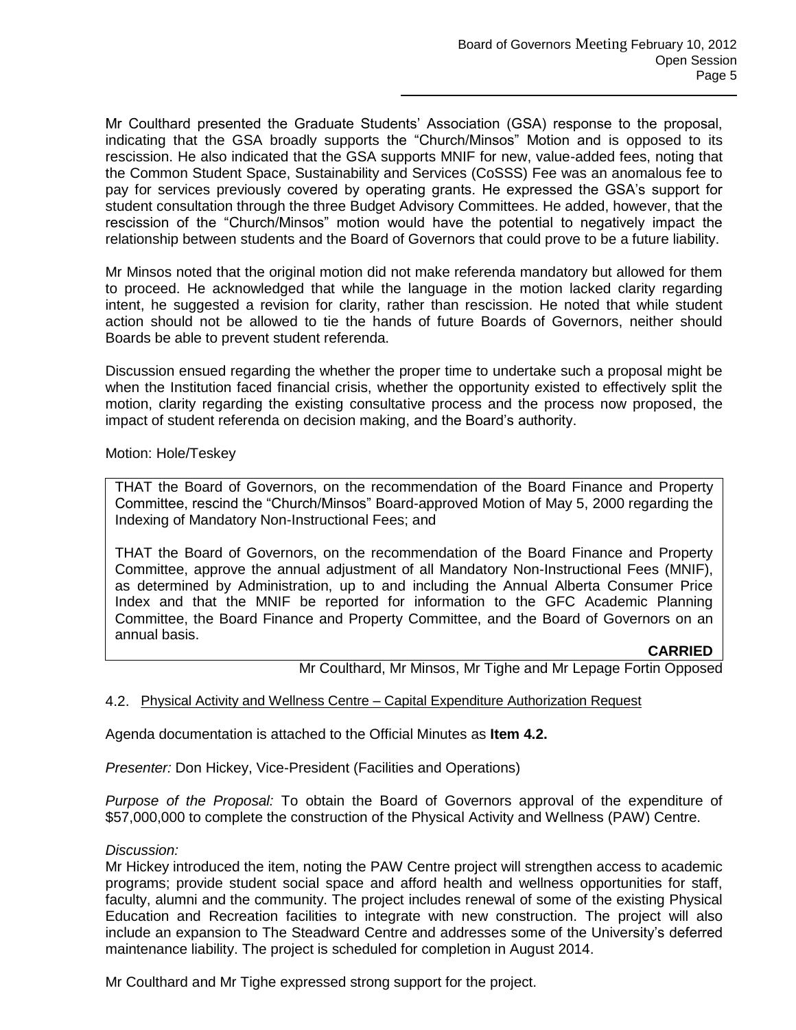Mr Coulthard presented the Graduate Students' Association (GSA) response to the proposal, indicating that the GSA broadly supports the "Church/Minsos" Motion and is opposed to its rescission. He also indicated that the GSA supports MNIF for new, value-added fees, noting that the Common Student Space, Sustainability and Services (CoSSS) Fee was an anomalous fee to pay for services previously covered by operating grants. He expressed the GSA's support for student consultation through the three Budget Advisory Committees. He added, however, that the rescission of the "Church/Minsos" motion would have the potential to negatively impact the relationship between students and the Board of Governors that could prove to be a future liability.

Mr Minsos noted that the original motion did not make referenda mandatory but allowed for them to proceed. He acknowledged that while the language in the motion lacked clarity regarding intent, he suggested a revision for clarity, rather than rescission. He noted that while student action should not be allowed to tie the hands of future Boards of Governors, neither should Boards be able to prevent student referenda.

Discussion ensued regarding the whether the proper time to undertake such a proposal might be when the Institution faced financial crisis, whether the opportunity existed to effectively split the motion, clarity regarding the existing consultative process and the process now proposed, the impact of student referenda on decision making, and the Board's authority.

Motion: Hole/Teskey

> THAT the Board of Governors, on the recommendation of the Board Finance and Property Committee, rescind the "Church/Minsos" Board-approved Motion of May 5, 2000 regarding the Indexing of Mandatory Non-Instructional Fees; and
>
> THAT the Board of Governors, on the recommendation of the Board Finance and Property Committee, approve the annual adjustment of all Mandatory Non-Instructional Fees (MNIF), as determined by Administration, up to and including the Annual Alberta Consumer Price Index and that the MNIF be reported for information to the GFC Academic Planning Committee, the Board Finance and Property Committee, and the Board of Governors on an annual basis.
>
> **CARRIED**

Mr Coulthard, Mr Minsos, Mr Tighe and Mr Lepage Fortin Opposed

### 4.2. Physical Activity and Wellness Centre – Capital Expenditure Authorization Request

Agenda documentation is attached to the Official Minutes as **Item 4.2.**

*Presenter:* Don Hickey, Vice-President (Facilities and Operations)

*Purpose of the Proposal:* To obtain the Board of Governors approval of the expenditure of $57,000,000 to complete the construction of the Physical Activity and Wellness (PAW) Centre.

*Discussion:*
Mr Hickey introduced the item, noting the PAW Centre project will strengthen access to academic programs; provide student social space and afford health and wellness opportunities for staff, faculty, alumni and the community. The project includes renewal of some of the existing Physical Education and Recreation facilities to integrate with new construction. The project will also include an expansion to The Steadward Centre and addresses some of the University's deferred maintenance liability. The project is scheduled for completion in August 2014.

Mr Coulthard and Mr Tighe expressed strong support for the project.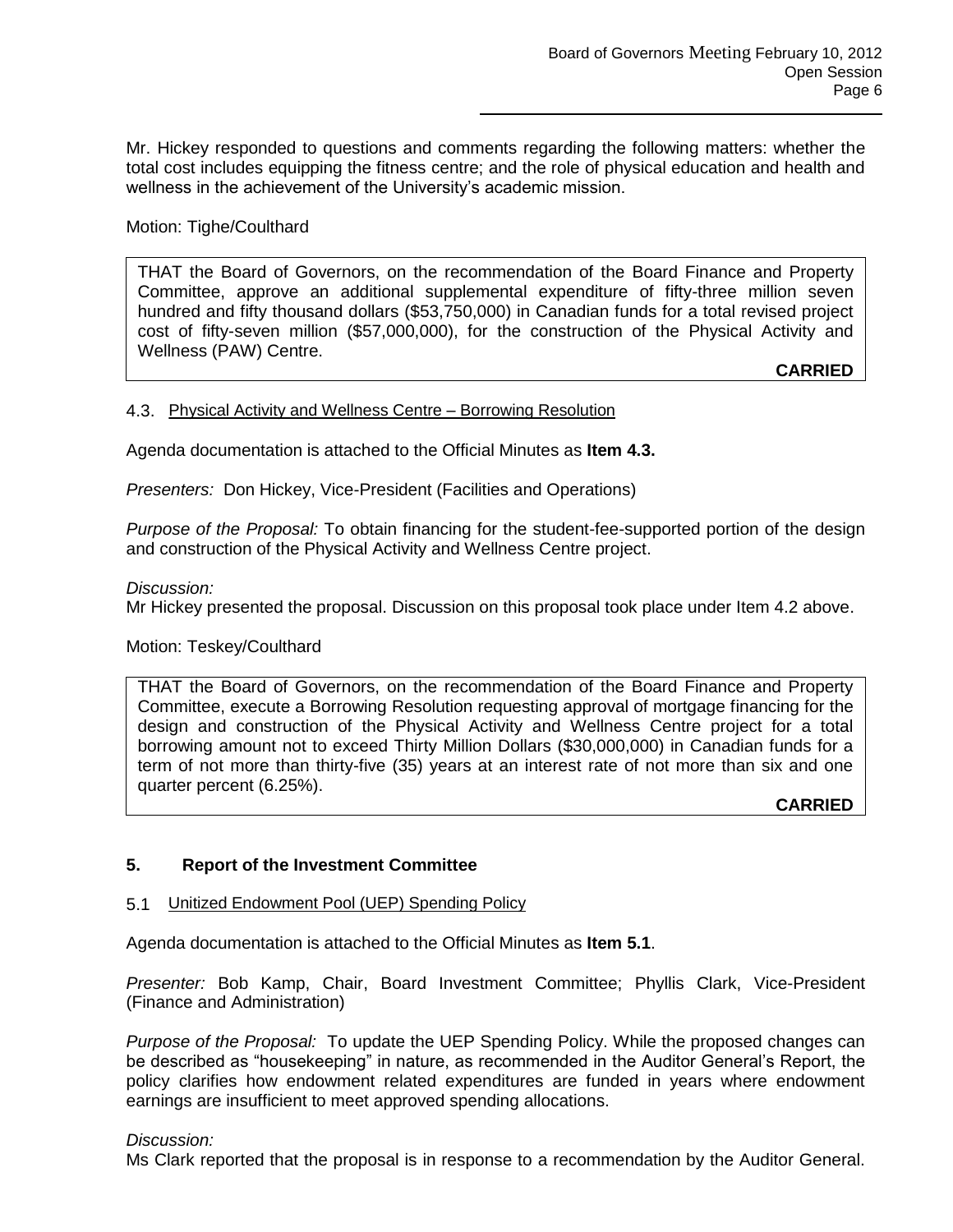Mr. Hickey responded to questions and comments regarding the following matters: whether the total cost includes equipping the fitness centre; and the role of physical education and health and wellness in the achievement of the University's academic mission.

Motion: Tighe/Coulthard

> THAT the Board of Governors, on the recommendation of the Board Finance and Property Committee, approve an additional supplemental expenditure of fifty-three million seven hundred and fifty thousand dollars ($53,750,000) in Canadian funds for a total revised project cost of fifty-seven million ($57,000,000), for the construction of the Physical Activity and Wellness (PAW) Centre.
>
> **CARRIED**

4.3. Physical Activity and Wellness Centre – Borrowing Resolution

Agenda documentation is attached to the Official Minutes as **Item 4.3.**

*Presenters:* Don Hickey, Vice-President (Facilities and Operations)

*Purpose of the Proposal:* To obtain financing for the student-fee-supported portion of the design and construction of the Physical Activity and Wellness Centre project.

*Discussion:*
Mr Hickey presented the proposal. Discussion on this proposal took place under Item 4.2 above.

Motion: Teskey/Coulthard

> THAT the Board of Governors, on the recommendation of the Board Finance and Property Committee, execute a Borrowing Resolution requesting approval of mortgage financing for the design and construction of the Physical Activity and Wellness Centre project for a total borrowing amount not to exceed Thirty Million Dollars ($30,000,000) in Canadian funds for a term of not more than thirty-five (35) years at an interest rate of not more than six and one quarter percent (6.25%).
>
> **CARRIED**

## 5. Report of the Investment Committee

5.1 Unitized Endowment Pool (UEP) Spending Policy

Agenda documentation is attached to the Official Minutes as **Item 5.1**.

*Presenter:* Bob Kamp, Chair, Board Investment Committee; Phyllis Clark, Vice-President (Finance and Administration)

*Purpose of the Proposal:* To update the UEP Spending Policy. While the proposed changes can be described as "housekeeping" in nature, as recommended in the Auditor General's Report, the policy clarifies how endowment related expenditures are funded in years where endowment earnings are insufficient to meet approved spending allocations.

*Discussion:*
Ms Clark reported that the proposal is in response to a recommendation by the Auditor General.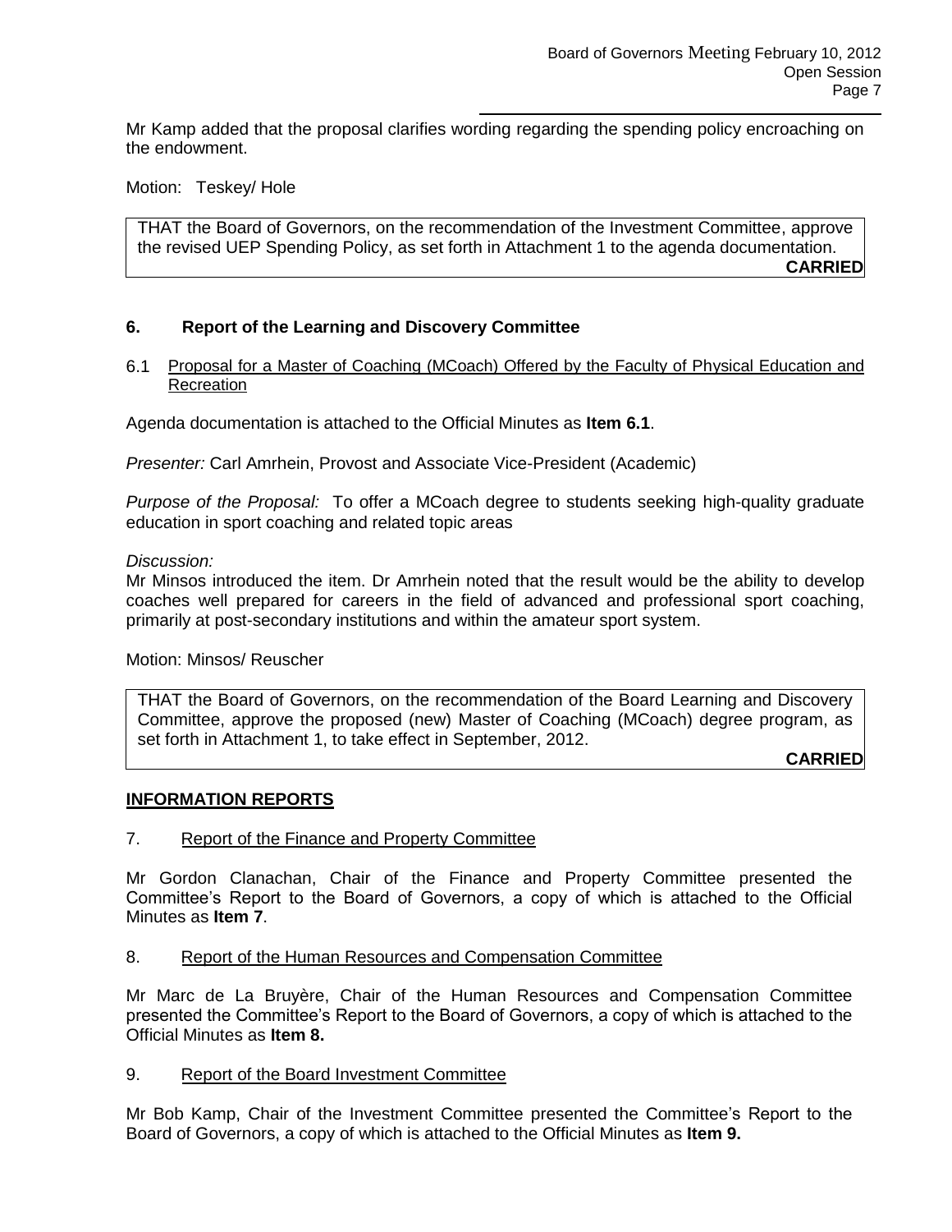Mr Kamp added that the proposal clarifies wording regarding the spending policy encroaching on the endowment.

Motion: Teskey/ Hole

> THAT the Board of Governors, on the recommendation of the Investment Committee, approve the revised UEP Spending Policy, as set forth in Attachment 1 to the agenda documentation.
>
> **CARRIED**

## 6. Report of the Learning and Discovery Committee

6.1 Proposal for a Master of Coaching (MCoach) Offered by the Faculty of Physical Education and Recreation

Agenda documentation is attached to the Official Minutes as **Item 6.1**.

*Presenter:* Carl Amrhein, Provost and Associate Vice-President (Academic)

*Purpose of the Proposal:* To offer a MCoach degree to students seeking high-quality graduate education in sport coaching and related topic areas

*Discussion:*
Mr Minsos introduced the item. Dr Amrhein noted that the result would be the ability to develop coaches well prepared for careers in the field of advanced and professional sport coaching, primarily at post-secondary institutions and within the amateur sport system.

Motion: Minsos/ Reuscher

> THAT the Board of Governors, on the recommendation of the Board Learning and Discovery Committee, approve the proposed (new) Master of Coaching (MCoach) degree program, as set forth in Attachment 1, to take effect in September, 2012.
>
> **CARRIED**

## INFORMATION REPORTS

7. Report of the Finance and Property Committee

Mr Gordon Clanachan, Chair of the Finance and Property Committee presented the Committee's Report to the Board of Governors, a copy of which is attached to the Official Minutes as **Item 7**.

8. Report of the Human Resources and Compensation Committee

Mr Marc de La Bruyère, Chair of the Human Resources and Compensation Committee presented the Committee's Report to the Board of Governors, a copy of which is attached to the Official Minutes as **Item 8.**

9. Report of the Board Investment Committee

Mr Bob Kamp, Chair of the Investment Committee presented the Committee's Report to the Board of Governors, a copy of which is attached to the Official Minutes as **Item 9.**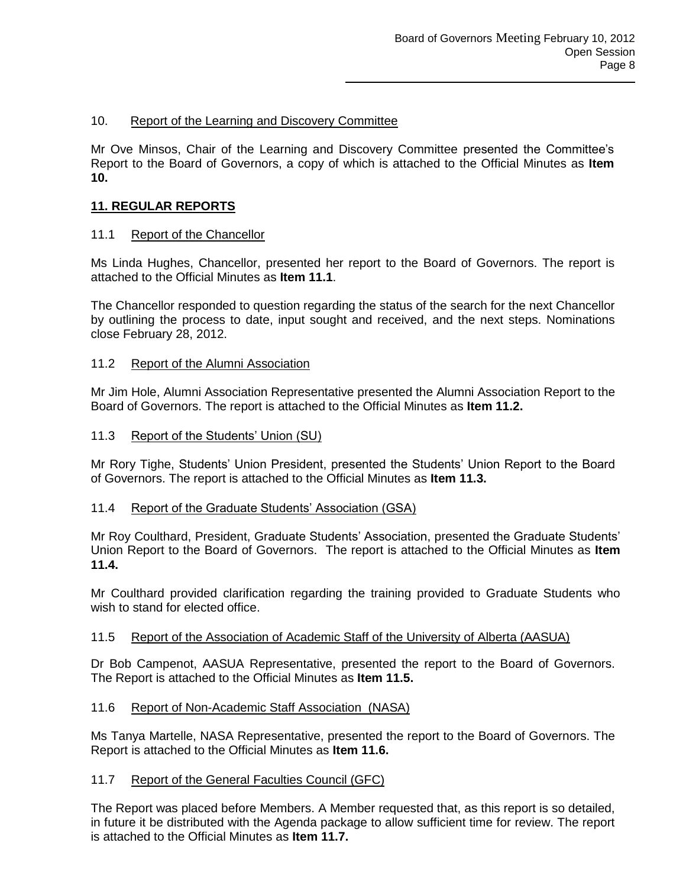10. Report of the Learning and Discovery Committee

Mr Ove Minsos, Chair of the Learning and Discovery Committee presented the Committee's Report to the Board of Governors, a copy of which is attached to the Official Minutes as **Item 10.**

## 11. REGULAR REPORTS

11.1 Report of the Chancellor

Ms Linda Hughes, Chancellor, presented her report to the Board of Governors. The report is attached to the Official Minutes as **Item 11.1**.

The Chancellor responded to question regarding the status of the search for the next Chancellor by outlining the process to date, input sought and received, and the next steps. Nominations close February 28, 2012.

11.2 Report of the Alumni Association

Mr Jim Hole, Alumni Association Representative presented the Alumni Association Report to the Board of Governors. The report is attached to the Official Minutes as **Item 11.2.**

11.3 Report of the Students' Union (SU)

Mr Rory Tighe, Students' Union President, presented the Students' Union Report to the Board of Governors. The report is attached to the Official Minutes as **Item 11.3.**

11.4 Report of the Graduate Students' Association (GSA)

Mr Roy Coulthard, President, Graduate Students' Association, presented the Graduate Students' Union Report to the Board of Governors. The report is attached to the Official Minutes as **Item 11.4.**

Mr Coulthard provided clarification regarding the training provided to Graduate Students who wish to stand for elected office.

11.5 Report of the Association of Academic Staff of the University of Alberta (AASUA)

Dr Bob Campenot, AASUA Representative, presented the report to the Board of Governors. The Report is attached to the Official Minutes as **Item 11.5.**

11.6 Report of Non-Academic Staff Association (NASA)

Ms Tanya Martelle, NASA Representative, presented the report to the Board of Governors. The Report is attached to the Official Minutes as **Item 11.6.**

11.7 Report of the General Faculties Council (GFC)

The Report was placed before Members. A Member requested that, as this report is so detailed, in future it be distributed with the Agenda package to allow sufficient time for review. The report is attached to the Official Minutes as **Item 11.7.**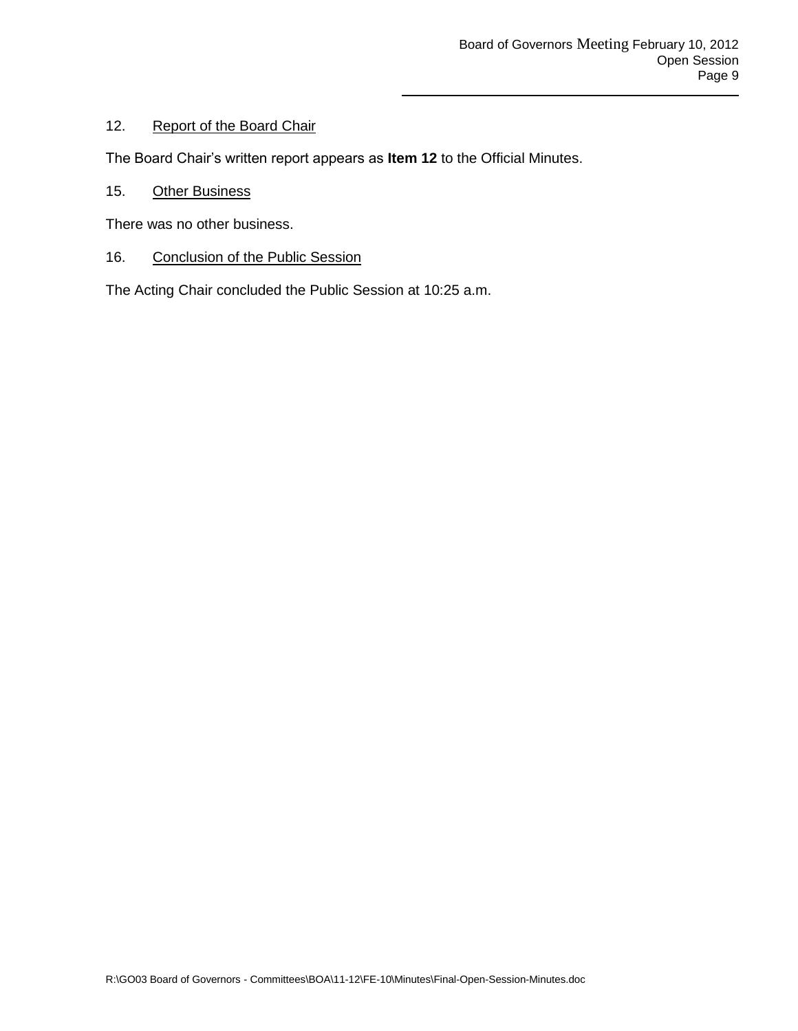12. Report of the Board Chair

The Board Chair's written report appears as **Item 12** to the Official Minutes.

15. Other Business

There was no other business.

16. Conclusion of the Public Session

The Acting Chair concluded the Public Session at 10:25 a.m.